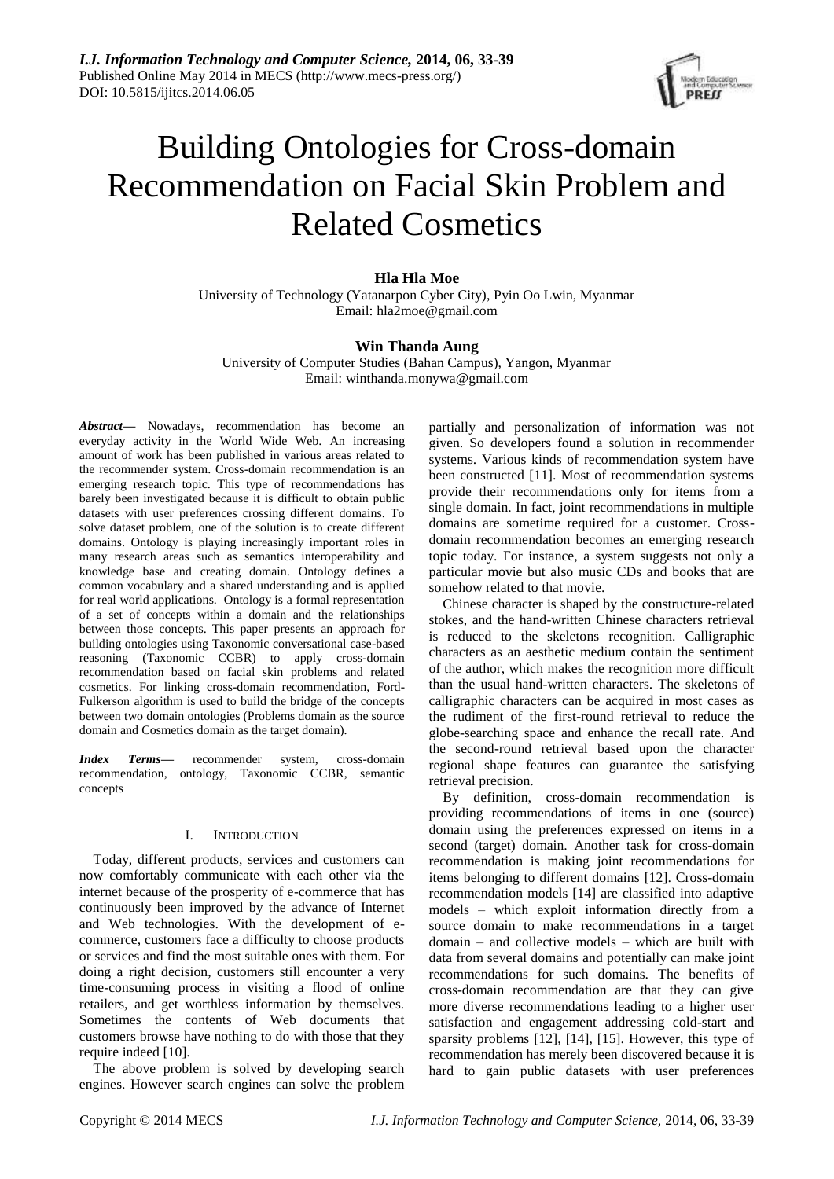# Building Ontologies for Cross-domain Recommendation on Facial Skin Problem and Related Cosmetics

**Hla Hla Moe**

University of Technology (Yatanarpon Cyber City), Pyin Oo Lwin, Myanmar

Email: hla2moe@gmail.com

**Win Thanda Aung**

University of Computer Studies (Bahan Campus), Yangon, Myanmar

Email: winthanda.monywa@gmail.com

***Abstract*—** Nowadays, recommendation has become an everyday activity in the World Wide Web. An increasing amount of work has been published in various areas related to the recommender system. Cross-domain recommendation is an emerging research topic. This type of recommendations has barely been investigated because it is difficult to obtain public datasets with user preferences crossing different domains. To solve dataset problem, one of the solution is to create different domains. Ontology is playing increasingly important roles in many research areas such as semantics interoperability and knowledge base and creating domain. Ontology defines a common vocabulary and a shared understanding and is applied for real world applications. Ontology is a formal representation of a set of concepts within a domain and the relationships between those concepts. This paper presents an approach for building ontologies using Taxonomic conversational case-based reasoning (Taxonomic CCBR) to apply cross-domain recommendation based on facial skin problems and related cosmetics. For linking cross-domain recommendation, Ford-Fulkerson algorithm is used to build the bridge of the concepts between two domain ontologies (Problems domain as the source domain and Cosmetics domain as the target domain).

***Index Terms*—** recommender system, cross-domain recommendation, ontology, Taxonomic CCBR, semantic concepts

## I. Introduction

Today, different products, services and customers can now comfortably communicate with each other via the internet because of the prosperity of e-commerce that has continuously been improved by the advance of Internet and Web technologies. With the development of e-commerce, customers face a difficulty to choose products or services and find the most suitable ones with them. For doing a right decision, customers still encounter a very time-consuming process in visiting a flood of online retailers, and get worthless information by themselves. Sometimes the contents of Web documents that customers browse have nothing to do with those that they require indeed [10].

The above problem is solved by developing search engines. However search engines can solve the problem partially and personalization of information was not given. So developers found a solution in recommender systems. Various kinds of recommendation system have been constructed [11]. Most of recommendation systems provide their recommendations only for items from a single domain. In fact, joint recommendations in multiple domains are sometime required for a customer. Cross-domain recommendation becomes an emerging research topic today. For instance, a system suggests not only a particular movie but also music CDs and books that are somehow related to that movie.

Chinese character is shaped by the constructure-related stokes, and the hand-written Chinese characters retrieval is reduced to the skeletons recognition. Calligraphic characters as an aesthetic medium contain the sentiment of the author, which makes the recognition more difficult than the usual hand-written characters. The skeletons of calligraphic characters can be acquired in most cases as the rudiment of the first-round retrieval to reduce the globe-searching space and enhance the recall rate. And the second-round retrieval based upon the character regional shape features can guarantee the satisfying retrieval precision.

By definition, cross-domain recommendation is providing recommendations of items in one (source) domain using the preferences expressed on items in a second (target) domain. Another task for cross-domain recommendation is making joint recommendations for items belonging to different domains [12]. Cross-domain recommendation models [14] are classified into adaptive models – which exploit information directly from a source domain to make recommendations in a target domain – and collective models – which are built with data from several domains and potentially can make joint recommendations for such domains. The benefits of cross-domain recommendation are that they can give more diverse recommendations leading to a higher user satisfaction and engagement addressing cold-start and sparsity problems [12], [14], [15]. However, this type of recommendation has merely been discovered because it is hard to gain public datasets with user preferences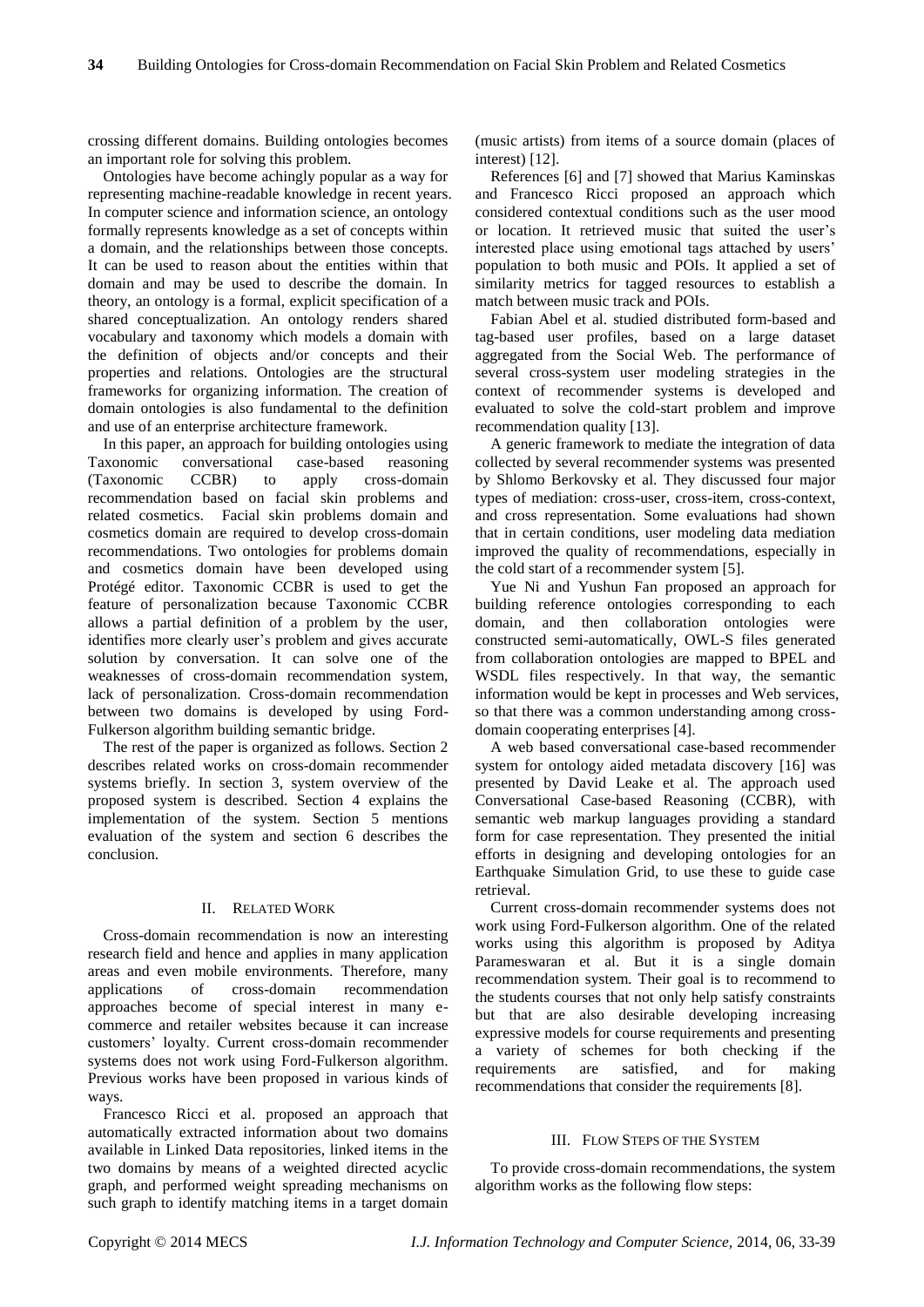crossing different domains. Building ontologies becomes an important role for solving this problem.

Ontologies have become achingly popular as a way for representing machine-readable knowledge in recent years. In computer science and information science, an ontology formally represents knowledge as a set of concepts within a domain, and the relationships between those concepts. It can be used to reason about the entities within that domain and may be used to describe the domain. In theory, an ontology is a formal, explicit specification of a shared conceptualization. An ontology renders shared vocabulary and taxonomy which models a domain with the definition of objects and/or concepts and their properties and relations. Ontologies are the structural frameworks for organizing information. The creation of domain ontologies is also fundamental to the definition and use of an enterprise architecture framework.

In this paper, an approach for building ontologies using Taxonomic conversational case-based reasoning (Taxonomic CCBR) to apply cross-domain recommendation based on facial skin problems and related cosmetics. Facial skin problems domain and cosmetics domain are required to develop cross-domain recommendations. Two ontologies for problems domain and cosmetics domain have been developed using Protégé editor. Taxonomic CCBR is used to get the feature of personalization because Taxonomic CCBR allows a partial definition of a problem by the user, identifies more clearly user's problem and gives accurate solution by conversation. It can solve one of the weaknesses of cross-domain recommendation system, lack of personalization. Cross-domain recommendation between two domains is developed by using Ford-Fulkerson algorithm building semantic bridge.

The rest of the paper is organized as follows. Section 2 describes related works on cross-domain recommender systems briefly. In section 3, system overview of the proposed system is described. Section 4 explains the implementation of the system. Section 5 mentions evaluation of the system and section 6 describes the conclusion.

## II. Related Work

Cross-domain recommendation is now an interesting research field and hence and applies in many application areas and even mobile environments. Therefore, many applications of cross-domain recommendation approaches become of special interest in many e-commerce and retailer websites because it can increase customers' loyalty. Current cross-domain recommender systems does not work using Ford-Fulkerson algorithm. Previous works have been proposed in various kinds of ways.

Francesco Ricci et al. proposed an approach that automatically extracted information about two domains available in Linked Data repositories, linked items in the two domains by means of a weighted directed acyclic graph, and performed weight spreading mechanisms on such graph to identify matching items in a target domain (music artists) from items of a source domain (places of interest) [12].

References [6] and [7] showed that Marius Kaminskas and Francesco Ricci proposed an approach which considered contextual conditions such as the user mood or location. It retrieved music that suited the user's interested place using emotional tags attached by users' population to both music and POIs. It applied a set of similarity metrics for tagged resources to establish a match between music track and POIs.

Fabian Abel et al. studied distributed form-based and tag-based user profiles, based on a large dataset aggregated from the Social Web. The performance of several cross-system user modeling strategies in the context of recommender systems is developed and evaluated to solve the cold-start problem and improve recommendation quality [13].

A generic framework to mediate the integration of data collected by several recommender systems was presented by Shlomo Berkovsky et al. They discussed four major types of mediation: cross-user, cross-item, cross-context, and cross representation. Some evaluations had shown that in certain conditions, user modeling data mediation improved the quality of recommendations, especially in the cold start of a recommender system [5].

Yue Ni and Yushun Fan proposed an approach for building reference ontologies corresponding to each domain, and then collaboration ontologies were constructed semi-automatically, OWL-S files generated from collaboration ontologies are mapped to BPEL and WSDL files respectively. In that way, the semantic information would be kept in processes and Web services, so that there was a common understanding among cross-domain cooperating enterprises [4].

A web based conversational case-based recommender system for ontology aided metadata discovery [16] was presented by David Leake et al. The approach used Conversational Case-based Reasoning (CCBR), with semantic web markup languages providing a standard form for case representation. They presented the initial efforts in designing and developing ontologies for an Earthquake Simulation Grid, to use these to guide case retrieval.

Current cross-domain recommender systems does not work using Ford-Fulkerson algorithm. One of the related works using this algorithm is proposed by Aditya Parameswaran et al. But it is a single domain recommendation system. Their goal is to recommend to the students courses that not only help satisfy constraints but that are also desirable developing increasing expressive models for course requirements and presenting a variety of schemes for both checking if the requirements are satisfied, and for making recommendations that consider the requirements [8].

## III. Flow Steps of the System

To provide cross-domain recommendations, the system algorithm works as the following flow steps: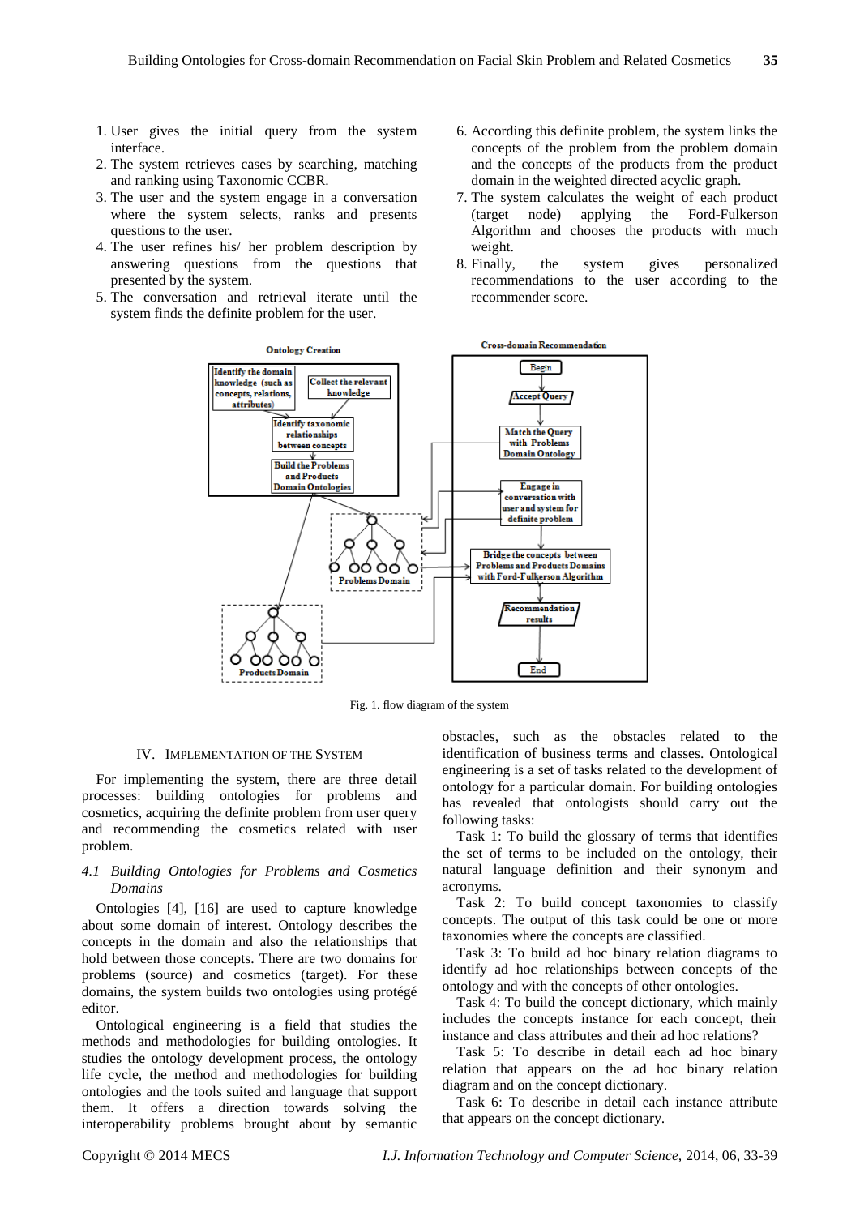1. User gives the initial query from the system interface.
2. The system retrieves cases by searching, matching and ranking using Taxonomic CCBR.
3. The user and the system engage in a conversation where the system selects, ranks and presents questions to the user.
4. The user refines his/ her problem description by answering questions from the questions that presented by the system.
5. The conversation and retrieval iterate until the system finds the definite problem for the user.
6. According this definite problem, the system links the concepts of the problem from the problem domain and the concepts of the products from the product domain in the weighted directed acyclic graph.
7. The system calculates the weight of each product (target node) applying the Ford-Fulkerson Algorithm and chooses the products with much weight.
8. Finally, the system gives personalized recommendations to the user according to the recommender score.

Fig. 1. flow diagram of the system

## IV. Implementation of the System

For implementing the system, there are three detail processes: building ontologies for problems and cosmetics, acquiring the definite problem from user query and recommending the cosmetics related with user problem.

### *4.1 Building Ontologies for Problems and Cosmetics Domains*

Ontologies [4], [16] are used to capture knowledge about some domain of interest. Ontology describes the concepts in the domain and also the relationships that hold between those concepts. There are two domains for problems (source) and cosmetics (target). For these domains, the system builds two ontologies using protégé editor.

Ontological engineering is a field that studies the methods and methodologies for building ontologies. It studies the ontology development process, the ontology life cycle, the method and methodologies for building ontologies and the tools suited and language that support them. It offers a direction towards solving the interoperability problems brought about by semantic obstacles, such as the obstacles related to the identification of business terms and classes. Ontological engineering is a set of tasks related to the development of ontology for a particular domain. For building ontologies has revealed that ontologists should carry out the following tasks:

Task 1: To build the glossary of terms that identifies the set of terms to be included on the ontology, their natural language definition and their synonym and acronyms.

Task 2: To build concept taxonomies to classify concepts. The output of this task could be one or more taxonomies where the concepts are classified.

Task 3: To build ad hoc binary relation diagrams to identify ad hoc relationships between concepts of the ontology and with the concepts of other ontologies.

Task 4: To build the concept dictionary, which mainly includes the concepts instance for each concept, their instance and class attributes and their ad hoc relations?

Task 5: To describe in detail each ad hoc binary relation that appears on the ad hoc binary relation diagram and on the concept dictionary.

Task 6: To describe in detail each instance attribute that appears on the concept dictionary.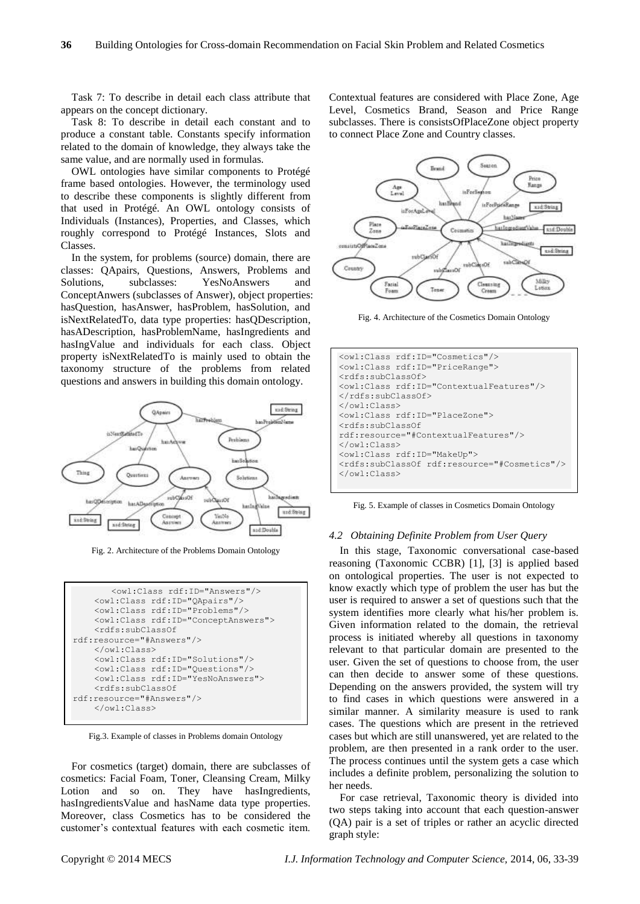Task 7: To describe in detail each class attribute that appears on the concept dictionary.

Task 8: To describe in detail each constant and to produce a constant table. Constants specify information related to the domain of knowledge, they always take the same value, and are normally used in formulas.

OWL ontologies have similar components to Protégé frame based ontologies. However, the terminology used to describe these components is slightly different from that used in Protégé. An OWL ontology consists of Individuals (Instances), Properties, and Classes, which roughly correspond to Protégé Instances, Slots and Classes.

In the system, for problems (source) domain, there are classes: QApairs, Questions, Answers, Problems and Solutions, subclasses: YesNoAnswers and ConceptAnwers (subclasses of Answer), object properties: hasQuestion, hasAnswer, hasProblem, hasSolution, and isNextRelatedTo, data type properties: hasQDescription, hasADescription, hasProblemName, hasIngredients and hasIngValue and individuals for each class. Object property isNextRelatedTo is mainly used to obtain the taxonomy structure of the problems from related questions and answers in building this domain ontology.

Fig. 2. Architecture of the Problems Domain Ontology

```
        <owl:Class rdf:ID="Answers"/>
    <owl:Class rdf:ID="QApairs"/>
    <owl:Class rdf:ID="Problems"/>
    <owl:Class rdf:ID="ConceptAnswers">
    <rdfs:subClassOf
rdf:resource="#Answers"/>
    </owl:Class>
    <owl:Class rdf:ID="Solutions"/>
    <owl:Class rdf:ID="Questions"/>
    <owl:Class rdf:ID="YesNoAnswers">
    <rdfs:subClassOf
rdf:resource="#Answers"/>
    </owl:Class>
```

Fig.3. Example of classes in Problems domain Ontology

For cosmetics (target) domain, there are subclasses of cosmetics: Facial Foam, Toner, Cleansing Cream, Milky Lotion and so on. They have hasIngredients, hasIngredientsValue and hasName data type properties. Moreover, class Cosmetics has to be considered the customer's contextual features with each cosmetic item. Contextual features are considered with Place Zone, Age Level, Cosmetics Brand, Season and Price Range subclasses. There is consistsOfPlaceZone object property to connect Place Zone and Country classes.

Fig. 4. Architecture of the Cosmetics Domain Ontology

```
<owl:Class rdf:ID="Cosmetics"/>
<owl:Class rdf:ID="PriceRange">
<rdfs:subClassOf>
<owl:Class rdf:ID="ContextualFeatures"/>
</rdfs:subClassOf>
</owl:Class>
<owl:Class rdf:ID="PlaceZone">
<rdfs:subClassOf
rdf:resource="#ContextualFeatures"/>
</owl:Class>
<owl:Class rdf:ID="MakeUp">
<rdfs:subClassOf rdf:resource="#Cosmetics"/>
</owl:Class>
```

Fig. 5. Example of classes in Cosmetics Domain Ontology

### *4.2 Obtaining Definite Problem from User Query*

In this stage, Taxonomic conversational case-based reasoning (Taxonomic CCBR) [1], [3] is applied based on ontological properties. The user is not expected to know exactly which type of problem the user has but the user is required to answer a set of questions such that the system identifies more clearly what his/her problem is. Given information related to the domain, the retrieval process is initiated whereby all questions in taxonomy relevant to that particular domain are presented to the user. Given the set of questions to choose from, the user can then decide to answer some of these questions. Depending on the answers provided, the system will try to find cases in which questions were answered in a similar manner. A similarity measure is used to rank cases. The questions which are present in the retrieved cases but which are still unanswered, yet are related to the problem, are then presented in a rank order to the user. The process continues until the system gets a case which includes a definite problem, personalizing the solution to her needs.

For case retrieval, Taxonomic theory is divided into two steps taking into account that each question-answer (QA) pair is a set of triples or rather an acyclic directed graph style: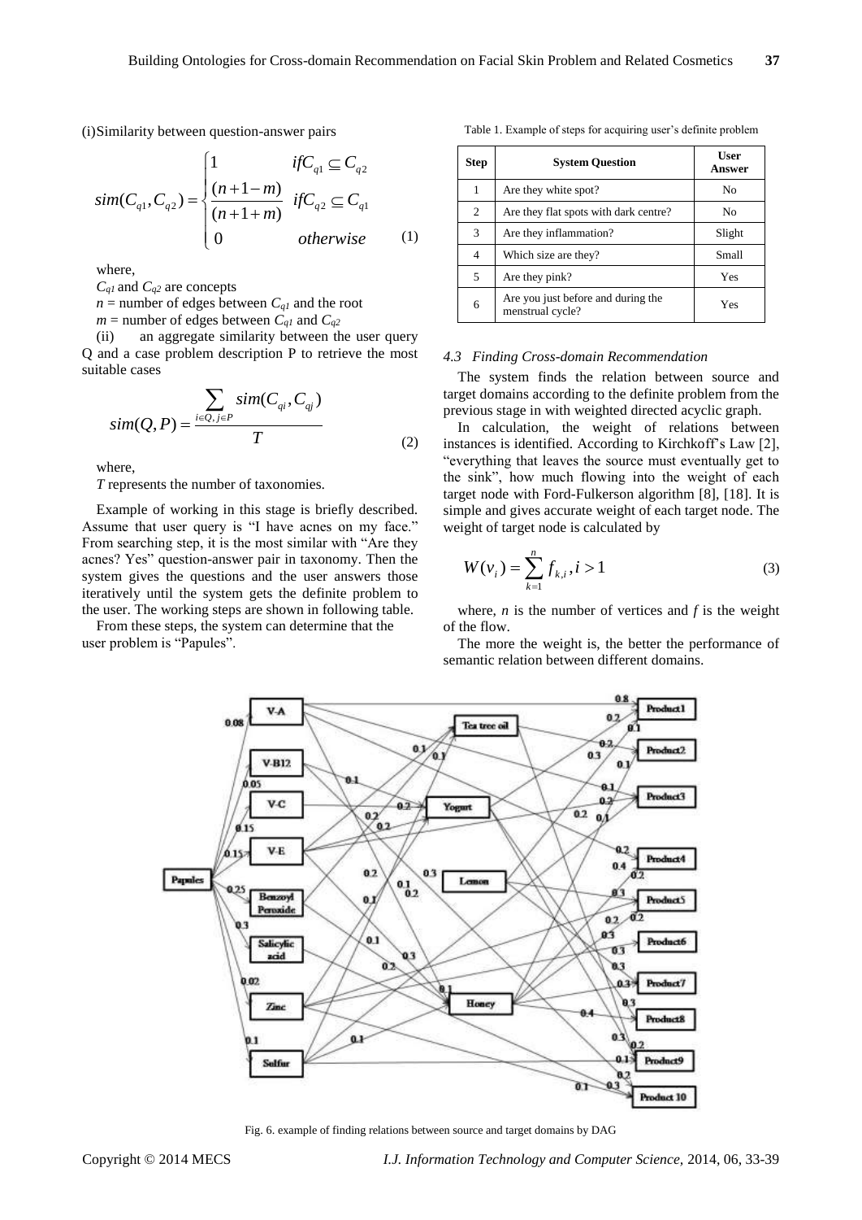(i)Similarity between question-answer pairs

$$sim(C_{q1}, C_{q2}) = \begin{cases} 1 & if C_{q1} \subseteq C_{q2} \\ \frac{(n+1-m)}{(n+1+m)} & if C_{q2} \subseteq C_{q1} \\ 0 & otherwise \end{cases} \quad (1)$$

where,

$C_{q1}$ and $C_{q2}$ are concepts

$n$ = number of edges between $C_{q1}$ and the root

$m$ = number of edges between $C_{q1}$ and $C_{q2}$

(ii) an aggregate similarity between the user query Q and a case problem description P to retrieve the most suitable cases

$$sim(Q, P) = \frac{\sum_{i \in Q, j \in P} sim(C_{qi}, C_{qj})}{T} \quad (2)$$

where,

$T$ represents the number of taxonomies.

Example of working in this stage is briefly described. Assume that user query is "I have acnes on my face." From searching step, it is the most similar with "Are they acnes? Yes" question-answer pair in taxonomy. Then the system gives the questions and the user answers those iteratively until the system gets the definite problem to the user. The working steps are shown in following table.

From these steps, the system can determine that the user problem is "Papules".

Table 1. Example of steps for acquiring user's definite problem

| Step | System Question | User Answer |
|---|---|---|
| 1 | Are they white spot? | No |
| 2 | Are they flat spots with dark centre? | No |
| 3 | Are they inflammation? | Slight |
| 4 | Which size are they? | Small |
| 5 | Are they pink? | Yes |
| 6 | Are you just before and during the menstrual cycle? | Yes |

### 4.3 Finding Cross-domain Recommendation

The system finds the relation between source and target domains according to the definite problem from the previous stage in with weighted directed acyclic graph.

In calculation, the weight of relations between instances is identified. According to Kirchkoff's Law [2], "everything that leaves the source must eventually get to the sink", how much flowing into the weight of each target node with Ford-Fulkerson algorithm [8], [18]. It is simple and gives accurate weight of each target node. The weight of target node is calculated by

$$W(v_i) = \sum_{k=1}^{n} f_{k,i}, i > 1 \quad (3)$$

where, $n$ is the number of vertices and $f$ is the weight of the flow.

The more the weight is, the better the performance of semantic relation between different domains.

Fig. 6. example of finding relations between source and target domains by DAG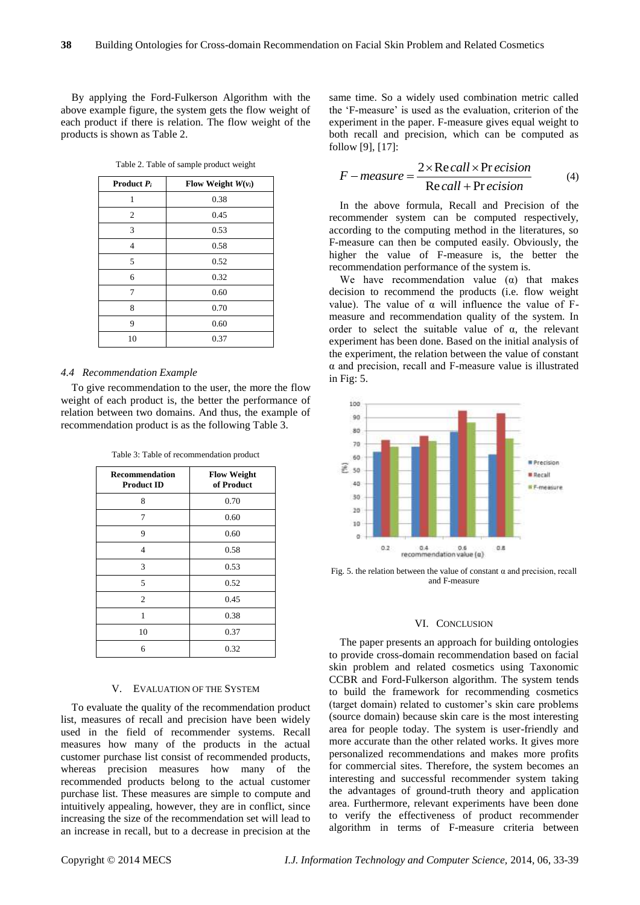By applying the Ford-Fulkerson Algorithm with the above example figure, the system gets the flow weight of each product if there is relation. The flow weight of the products is shown as Table 2.

Table 2. Table of sample product weight

| Product $P_i$ | Flow Weight $W(v_i)$ |
|---|---|
| 1 | 0.38 |
| 2 | 0.45 |
| 3 | 0.53 |
| 4 | 0.58 |
| 5 | 0.52 |
| 6 | 0.32 |
| 7 | 0.60 |
| 8 | 0.70 |
| 9 | 0.60 |
| 10 | 0.37 |

### *4.4 Recommendation Example*

To give recommendation to the user, the more the flow weight of each product is, the better the performance of relation between two domains. And thus, the example of recommendation product is as the following Table 3.

Table 3: Table of recommendation product

| Recommendation Product ID | Flow Weight of Product |
|---|---|
| 8 | 0.70 |
| 7 | 0.60 |
| 9 | 0.60 |
| 4 | 0.58 |
| 3 | 0.53 |
| 5 | 0.52 |
| 2 | 0.45 |
| 1 | 0.38 |
| 10 | 0.37 |
| 6 | 0.32 |

## V. EVALUATION OF THE SYSTEM

To evaluate the quality of the recommendation product list, measures of recall and precision have been widely used in the field of recommender systems. Recall measures how many of the products in the actual customer purchase list consist of recommended products, whereas precision measures how many of the recommended products belong to the actual customer purchase list. These measures are simple to compute and intuitively appealing, however, they are in conflict, since increasing the size of the recommendation set will lead to an increase in recall, but to a decrease in precision at the same time. So a widely used combination metric called the 'F-measure' is used as the evaluation, criterion of the experiment in the paper. F-measure gives equal weight to both recall and precision, which can be computed as follow [9], [17]:

$$F-measure = \frac{2 \times Recall \times Precision}{Recall + Precision} \tag{4}$$

In the above formula, Recall and Precision of the recommender system can be computed respectively, according to the computing method in the literatures, so F-measure can then be computed easily. Obviously, the higher the value of F-measure is, the better the recommendation performance of the system is.

We have recommendation value (α) that makes decision to recommend the products (i.e. flow weight value). The value of α will influence the value of F-measure and recommendation quality of the system. In order to select the suitable value of α, the relevant experiment has been done. Based on the initial analysis of the experiment, the relation between the value of constant α and precision, recall and F-measure value is illustrated in Fig: 5.

Fig. 5. the relation between the value of constant α and precision, recall and F-measure

## VI. CONCLUSION

The paper presents an approach for building ontologies to provide cross-domain recommendation based on facial skin problem and related cosmetics using Taxonomic CCBR and Ford-Fulkerson algorithm. The system tends to build the framework for recommending cosmetics (target domain) related to customer's skin care problems (source domain) because skin care is the most interesting area for people today. The system is user-friendly and more accurate than the other related works. It gives more personalized recommendations and makes more profits for commercial sites. Therefore, the system becomes an interesting and successful recommender system taking the advantages of ground-truth theory and application area. Furthermore, relevant experiments have been done to verify the effectiveness of product recommender algorithm in terms of F-measure criteria between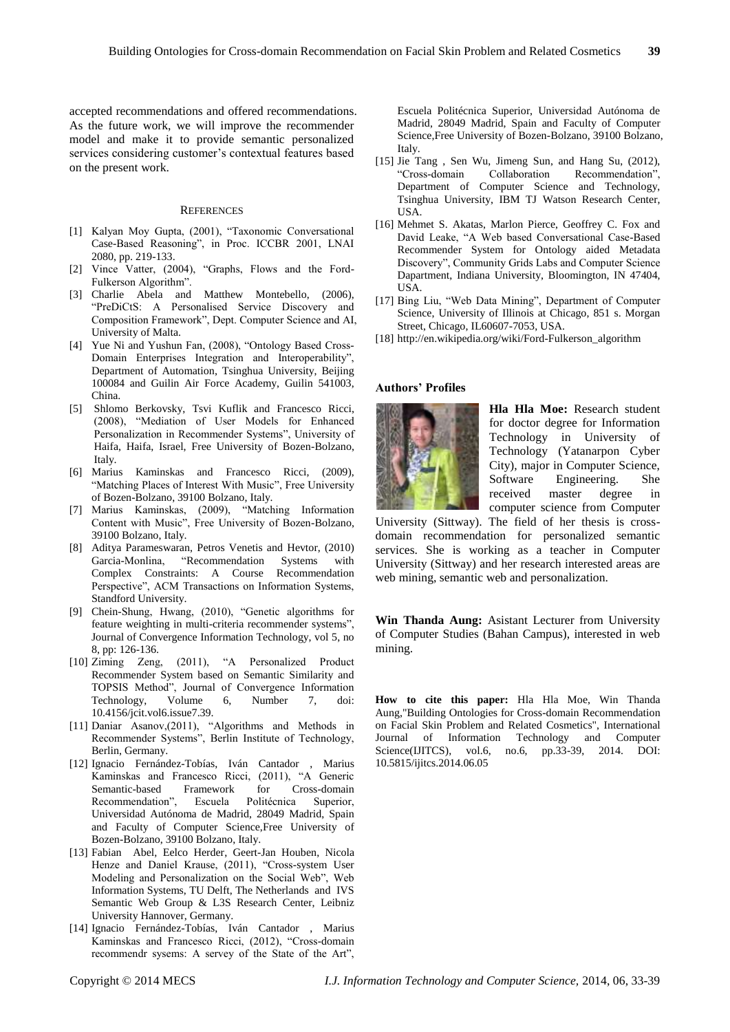accepted recommendations and offered recommendations. As the future work, we will improve the recommender model and make it to provide semantic personalized services considering customer's contextual features based on the present work.

## REFERENCES

[1] Kalyan Moy Gupta, (2001), "Taxonomic Conversational Case-Based Reasoning", in Proc. ICCBR 2001, LNAI 2080, pp. 219-133.

[2] Vince Vatter, (2004), "Graphs, Flows and the Ford-Fulkerson Algorithm".

[3] Charlie Abela and Matthew Montebello, (2006), "PreDiCtS: A Personalised Service Discovery and Composition Framework", Dept. Computer Science and AI, University of Malta.

[4] Yue Ni and Yushun Fan, (2008), "Ontology Based Cross-Domain Enterprises Integration and Interoperability", Department of Automation, Tsinghua University, Beijing 100084 and Guilin Air Force Academy, Guilin 541003, China.

[5] Shlomo Berkovsky, Tsvi Kuflik and Francesco Ricci, (2008), "Mediation of User Models for Enhanced Personalization in Recommender Systems", University of Haifa, Haifa, Israel, Free University of Bozen-Bolzano, Italy.

[6] Marius Kaminskas and Francesco Ricci, (2009), "Matching Places of Interest With Music", Free University of Bozen-Bolzano, 39100 Bolzano, Italy.

[7] Marius Kaminskas, (2009), "Matching Information Content with Music", Free University of Bozen-Bolzano, 39100 Bolzano, Italy.

[8] Aditya Parameswaran, Petros Venetis and Hevtor, (2010) Garcia-Monlina, "Recommendation Systems with Complex Constraints: A Course Recommendation Perspective", ACM Transactions on Information Systems, Standford University.

[9] Chein-Shung, Hwang, (2010), "Genetic algorithms for feature weighting in multi-criteria recommender systems", Journal of Convergence Information Technology, vol 5, no 8, pp: 126-136.

[10] Ziming Zeng, (2011), "A Personalized Product Recommender System based on Semantic Similarity and TOPSIS Method", Journal of Convergence Information Technology, Volume 6, Number 7, doi: 10.4156/jcit.vol6.issue7.39.

[11] Daniar Asanov,(2011), "Algorithms and Methods in Recommender Systems", Berlin Institute of Technology, Berlin, Germany.

[12] Ignacio Fernández-Tobías, Iván Cantador , Marius Kaminskas and Francesco Ricci, (2011), "A Generic Semantic-based Framework for Cross-domain Recommendation", Escuela Politécnica Superior, Universidad Autónoma de Madrid, 28049 Madrid, Spain and Faculty of Computer Science,Free University of Bozen-Bolzano, 39100 Bolzano, Italy.

[13] Fabian Abel, Eelco Herder, Geert-Jan Houben, Nicola Henze and Daniel Krause, (2011), "Cross-system User Modeling and Personalization on the Social Web", Web Information Systems, TU Delft, The Netherlands and IVS Semantic Web Group & L3S Research Center, Leibniz University Hannover, Germany.

[14] Ignacio Fernández-Tobías, Iván Cantador , Marius Kaminskas and Francesco Ricci, (2012), "Cross-domain recommendr sysems: A servey of the State of the Art", Escuela Politécnica Superior, Universidad Autónoma de Madrid, 28049 Madrid, Spain and Faculty of Computer Science,Free University of Bozen-Bolzano, 39100 Bolzano, Italy.

[15] Jie Tang , Sen Wu, Jimeng Sun, and Hang Su, (2012), "Cross-domain Collaboration Recommendation", Department of Computer Science and Technology, Tsinghua University, IBM TJ Watson Research Center, USA.

[16] Mehmet S. Akatas, Marlon Pierce, Geoffrey C. Fox and David Leake, "A Web based Conversational Case-Based Recommender System for Ontology aided Metadata Discovery", Community Grids Labs and Computer Science Dapartment, Indiana University, Bloomington, IN 47404, USA.

[17] Bing Liu, "Web Data Mining", Department of Computer Science, University of Illinois at Chicago, 851 s. Morgan Street, Chicago, IL60607-7053, USA.

[18] http://en.wikipedia.org/wiki/Ford-Fulkerson_algorithm

### Authors' Profiles

**Hla Hla Moe:** Research student for doctor degree for Information Technology in University of Technology (Yatanarpon Cyber City), major in Computer Science, Software Engineering. She received master degree in computer science from Computer University (Sittway). The field of her thesis is cross-domain recommendation for personalized semantic services. She is working as a teacher in Computer University (Sittway) and her research interested areas are web mining, semantic web and personalization.

**Win Thanda Aung:** Asistant Lecturer from University of Computer Studies (Bahan Campus), interested in web mining.

**How to cite this paper:** Hla Hla Moe, Win Thanda Aung,"Building Ontologies for Cross-domain Recommendation on Facial Skin Problem and Related Cosmetics", International Journal of Information Technology and Computer Science(IJITCS), vol.6, no.6, pp.33-39, 2014. DOI: 10.5815/ijitcs.2014.06.05